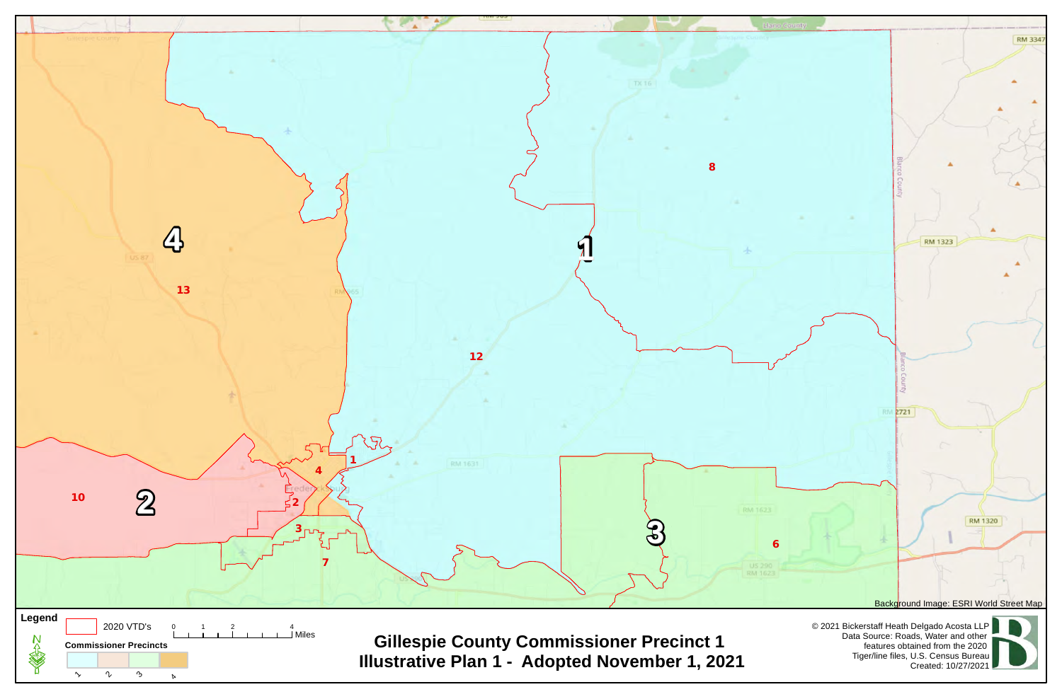# Gillespie County Commissioner Precinct 1
## Illustrative Plan 1 - Adopted November 1, 2021

**Legend**

- 2020 VTD's
- **Commissioner Precincts**: 1, 2, 3, 4

0 1 2 4 Miles

Background Image: ESRI World Street Map

© 2021 Bickerstaff Heath Delgado Acosta LLP
Data Source: Roads, Water and other features obtained from the 2020 Tiger/line files, U.S. Census Bureau
Created: 10/27/2021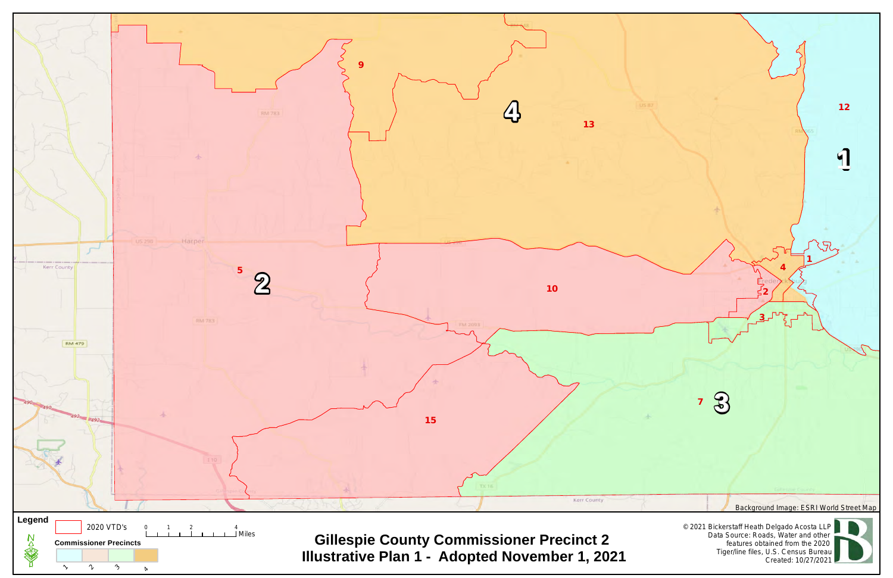# Gillespie County Commissioner Precinct 2

## Illustrative Plan 1 - Adopted November 1, 2021

**Legend**

- 2020 VTD's
- **Commissioner Precincts**: 1, 2, 3, 4

0 1 2 4 Miles

Background Image: ESRI World Street Map

© 2021 Bickerstaff Heath Delgado Acosta LLP
Data Source: Roads, Water and other features obtained from the 2020 Tiger/line files, U.S. Census Bureau
Created: 10/27/2021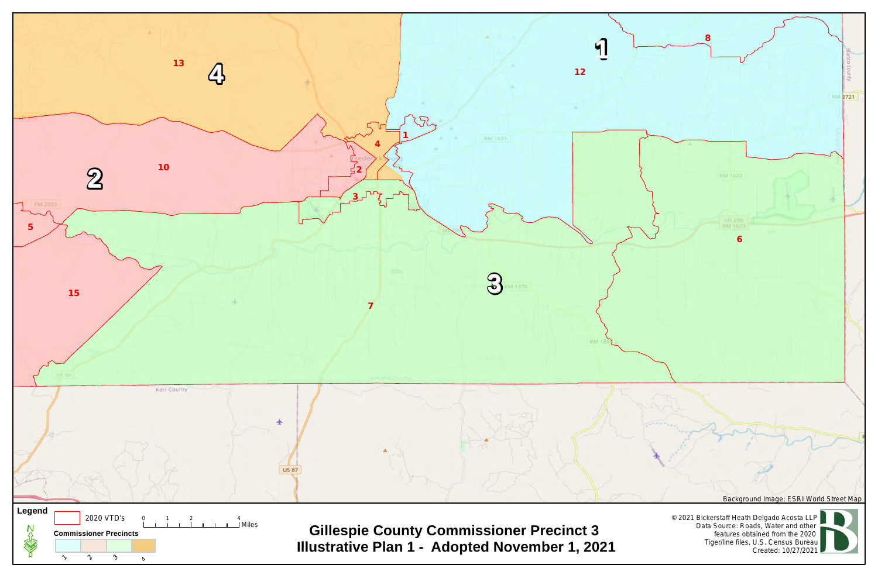# Gillespie County Commissioner Precinct 3

## Illustrative Plan 1 - Adopted November 1, 2021

**Legend**

2020 VTD's

**Commissioner Precincts**

1, 2, 3, 4

0 1 2 4 Miles

Background Image: ESRI World Street Map

© 2021 Bickerstaff Heath Delgado Acosta LLP
Data Source: Roads, Water and other features obtained from the 2020 Tiger/line files, U.S. Census Bureau
Created: 10/27/2021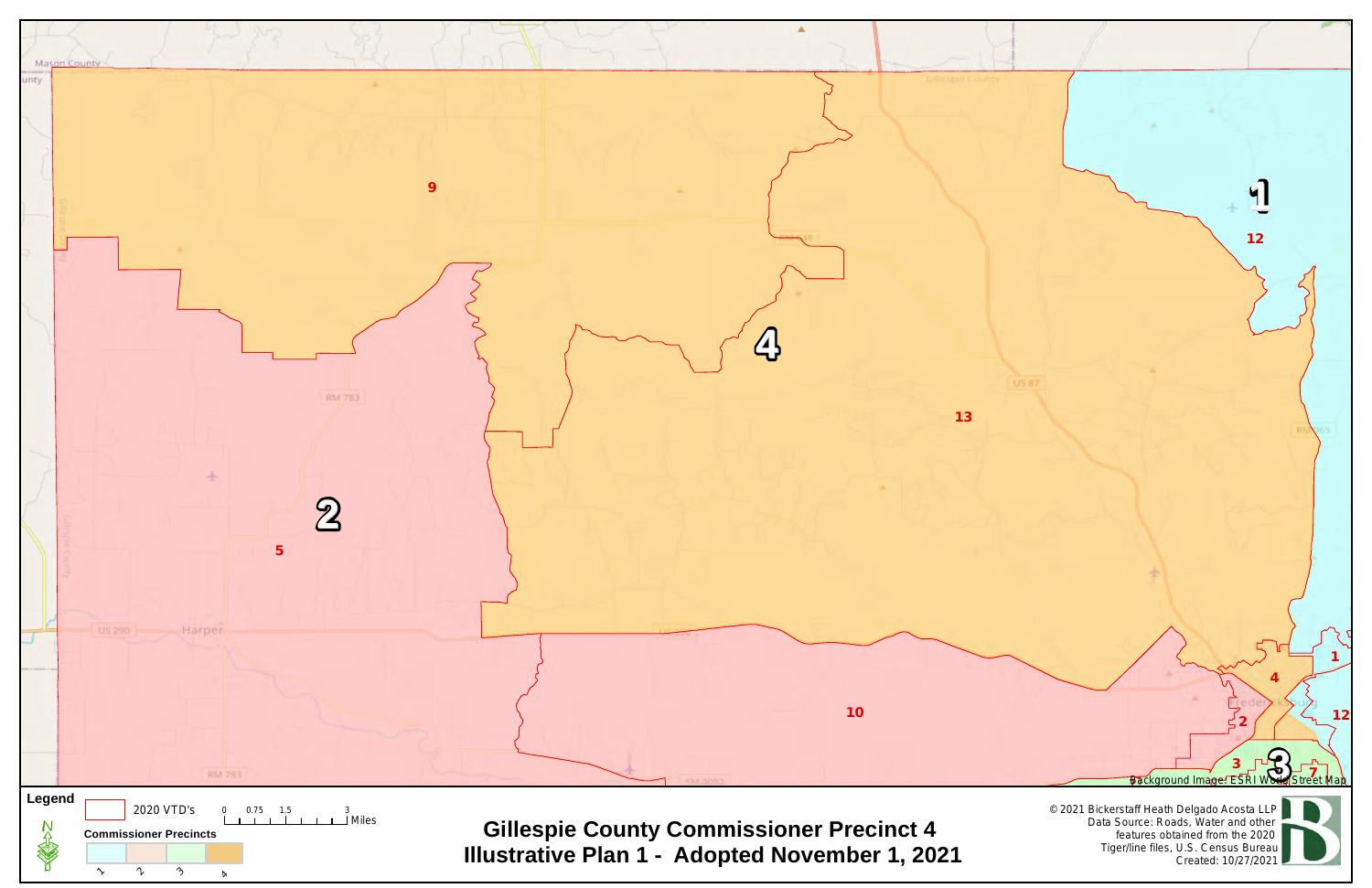# Gillespie County Commissioner Precinct 4
## Illustrative Plan 1 - Adopted November 1, 2021

Mason County

Gillespie County

Harper

US 290

US 87

RM 783

RM 648

RM 965

RM 2093

Fredericksburg

1

2

3

4

9

5

13

10

12

1

4

2

3

7

12

Background Image: ESRI World Street Map

**Legend**

2020 VTD's

0 0.75 1.5 3 Miles

**Commissioner Precincts**

1 2 3 4

© 2021 Bickerstaff Heath Delgado Acosta LLP
Data Source: Roads, Water and other features obtained from the 2020 Tiger/line files, U.S. Census Bureau
Created: 10/27/2021